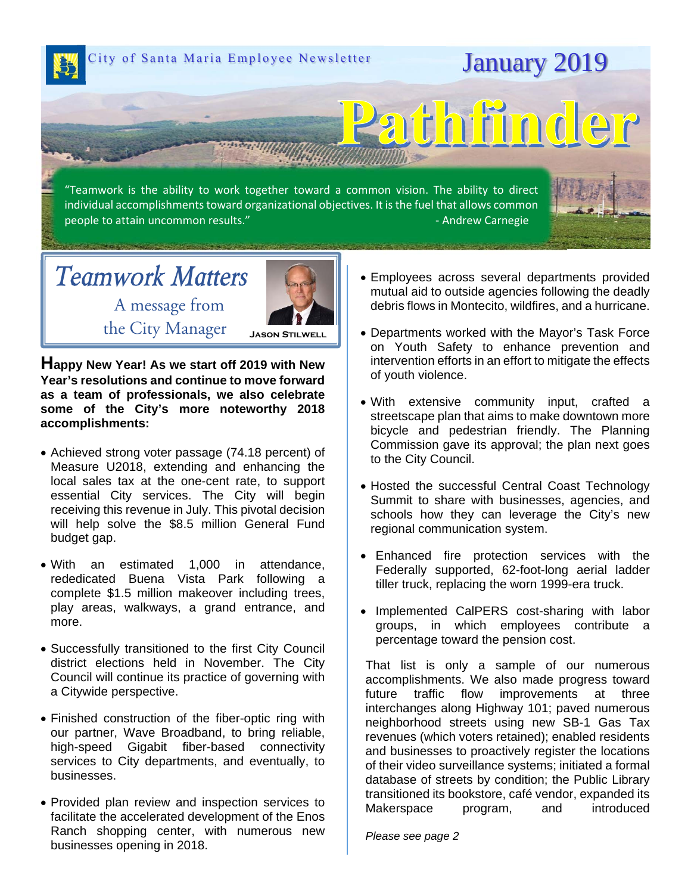City of Santa Maria Employee Newsletter

January 2019

# Pathfinder

"Teamwork is the ability to work together toward a common vision. The ability to direct individual accomplishments toward organizational objectives. It is the fuel that allows common people to attain uncommon results." - Andrew Carnegie

## *Teamwork Matters*

A message from the City Manager

**Jason Stilwell**

**Happy New Year! As we start off 2019 with New Year's resolutions and continue to move forward as a team of professionals, we also celebrate some of the City's more noteworthy 2018 accomplishments:**

- Achieved strong voter passage (74.18 percent) of Measure U2018, extending and enhancing the local sales tax at the one-cent rate, to support essential City services. The City will begin receiving this revenue in July. This pivotal decision will help solve the $8.5 million General Fund budget gap.
- With an estimated 1,000 in attendance, rededicated Buena Vista Park following a complete $1.5 million makeover including trees, play areas, walkways, a grand entrance, and more.
- Successfully transitioned to the first City Council district elections held in November. The City Council will continue its practice of governing with a Citywide perspective.
- Finished construction of the fiber-optic ring with our partner, Wave Broadband, to bring reliable, high-speed Gigabit fiber-based connectivity services to City departments, and eventually, to businesses.
- Provided plan review and inspection services to facilitate the accelerated development of the Enos Ranch shopping center, with numerous new businesses opening in 2018.
- Employees across several departments provided mutual aid to outside agencies following the deadly debris flows in Montecito, wildfires, and a hurricane.
- Departments worked with the Mayor's Task Force on Youth Safety to enhance prevention and intervention efforts in an effort to mitigate the effects of youth violence.
- With extensive community input, crafted a streetscape plan that aims to make downtown more bicycle and pedestrian friendly. The Planning Commission gave its approval; the plan next goes to the City Council.
- Hosted the successful Central Coast Technology Summit to share with businesses, agencies, and schools how they can leverage the City's new regional communication system.
- Enhanced fire protection services with the Federally supported, 62-foot-long aerial ladder tiller truck, replacing the worn 1999-era truck.
- Implemented CalPERS cost-sharing with labor groups, in which employees contribute a percentage toward the pension cost.

That list is only a sample of our numerous accomplishments. We also made progress toward future traffic flow improvements at three interchanges along Highway 101; paved numerous neighborhood streets using new SB-1 Gas Tax revenues (which voters retained); enabled residents and businesses to proactively register the locations of their video surveillance systems; initiated a formal database of streets by condition; the Public Library transitioned its bookstore, café vendor, expanded its Makerspace program, and introduced

*Please see page 2*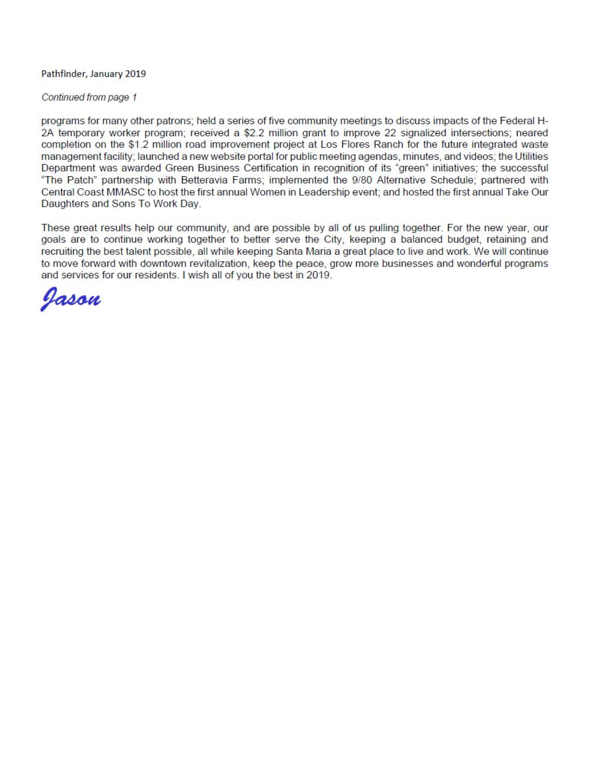Pathfinder, January 2019

*Continued from page 1*

programs for many other patrons; held a series of five community meetings to discuss impacts of the Federal H-2A temporary worker program; received a $2.2 million grant to improve 22 signalized intersections; neared completion on the $1.2 million road improvement project at Los Flores Ranch for the future integrated waste management facility; launched a new website portal for public meeting agendas, minutes, and videos; the Utilities Department was awarded Green Business Certification in recognition of its "green" initiatives; the successful "The Patch" partnership with Betteravia Farms; implemented the 9/80 Alternative Schedule; partnered with Central Coast MMASC to host the first annual Women in Leadership event; and hosted the first annual Take Our Daughters and Sons To Work Day.

These great results help our community, and are possible by all of us pulling together. For the new year, our goals are to continue working together to better serve the City, keeping a balanced budget, retaining and recruiting the best talent possible, all while keeping Santa Maria a great place to live and work. We will continue to move forward with downtown revitalization, keep the peace, grow more businesses and wonderful programs and services for our residents. I wish all of you the best in 2019.

*Jason*